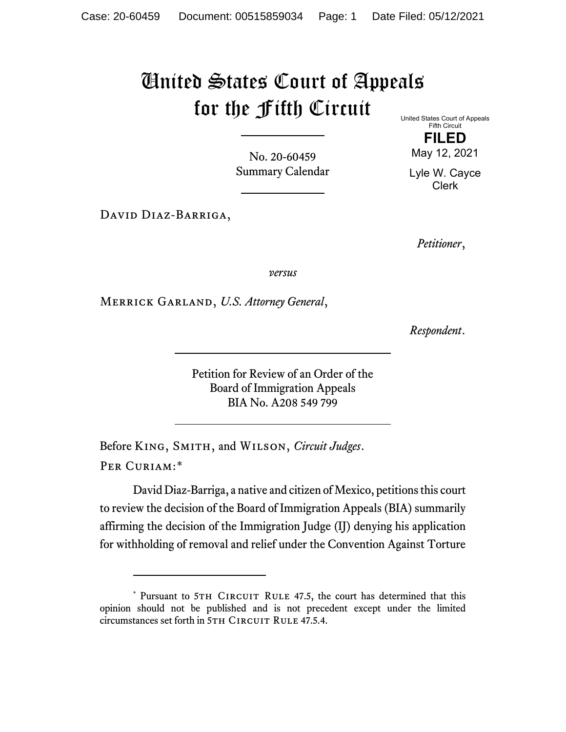# United States Court of Appeals for the Fifth Circuit

United States Court of Appeals
Fifth Circuit

**FILED**

May 12, 2021

Lyle W. Cayce
Clerk

No. 20-60459
Summary Calendar

David Diaz-Barriga,

*Petitioner*,

*versus*

Merrick Garland, *U.S. Attorney General*,

*Respondent*.

Petition for Review of an Order of the
Board of Immigration Appeals
BIA No. A208 549 799

Before King, Smith, and Wilson, *Circuit Judges*.

Per Curiam:*

David Diaz-Barriga, a native and citizen of Mexico, petitions this court to review the decision of the Board of Immigration Appeals (BIA) summarily affirming the decision of the Immigration Judge (IJ) denying his application for withholding of removal and relief under the Convention Against Torture

---

* Pursuant to 5th Circuit Rule 47.5, the court has determined that this opinion should not be published and is not precedent except under the limited circumstances set forth in 5th Circuit Rule 47.5.4.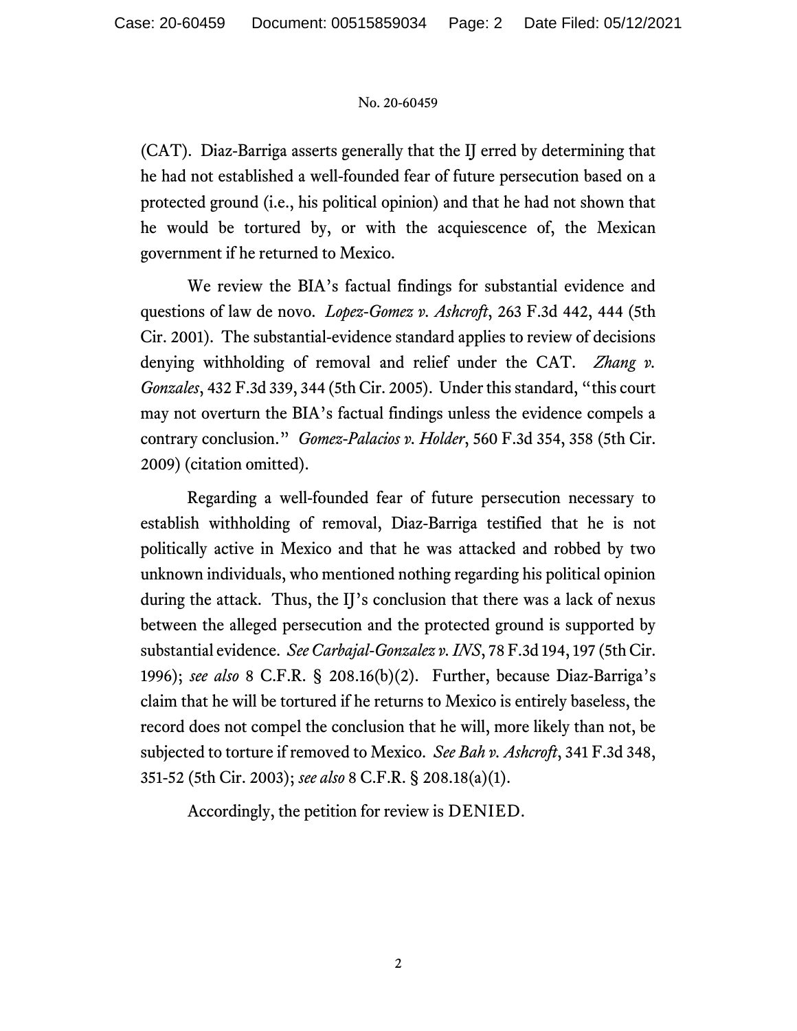(CAT). Diaz-Barriga asserts generally that the IJ erred by determining that he had not established a well-founded fear of future persecution based on a protected ground (i.e., his political opinion) and that he had not shown that he would be tortured by, or with the acquiescence of, the Mexican government if he returned to Mexico.

We review the BIA's factual findings for substantial evidence and questions of law de novo. *Lopez-Gomez v. Ashcroft*, 263 F.3d 442, 444 (5th Cir. 2001). The substantial-evidence standard applies to review of decisions denying withholding of removal and relief under the CAT. *Zhang v. Gonzales*, 432 F.3d 339, 344 (5th Cir. 2005). Under this standard, "this court may not overturn the BIA's factual findings unless the evidence compels a contrary conclusion." *Gomez-Palacios v. Holder*, 560 F.3d 354, 358 (5th Cir. 2009) (citation omitted).

Regarding a well-founded fear of future persecution necessary to establish withholding of removal, Diaz-Barriga testified that he is not politically active in Mexico and that he was attacked and robbed by two unknown individuals, who mentioned nothing regarding his political opinion during the attack. Thus, the IJ's conclusion that there was a lack of nexus between the alleged persecution and the protected ground is supported by substantial evidence. *See Carbajal-Gonzalez v. INS*, 78 F.3d 194, 197 (5th Cir. 1996); *see also* 8 C.F.R. § 208.16(b)(2). Further, because Diaz-Barriga's claim that he will be tortured if he returns to Mexico is entirely baseless, the record does not compel the conclusion that he will, more likely than not, be subjected to torture if removed to Mexico. *See Bah v. Ashcroft*, 341 F.3d 348, 351-52 (5th Cir. 2003); *see also* 8 C.F.R. § 208.18(a)(1).

Accordingly, the petition for review is DENIED.